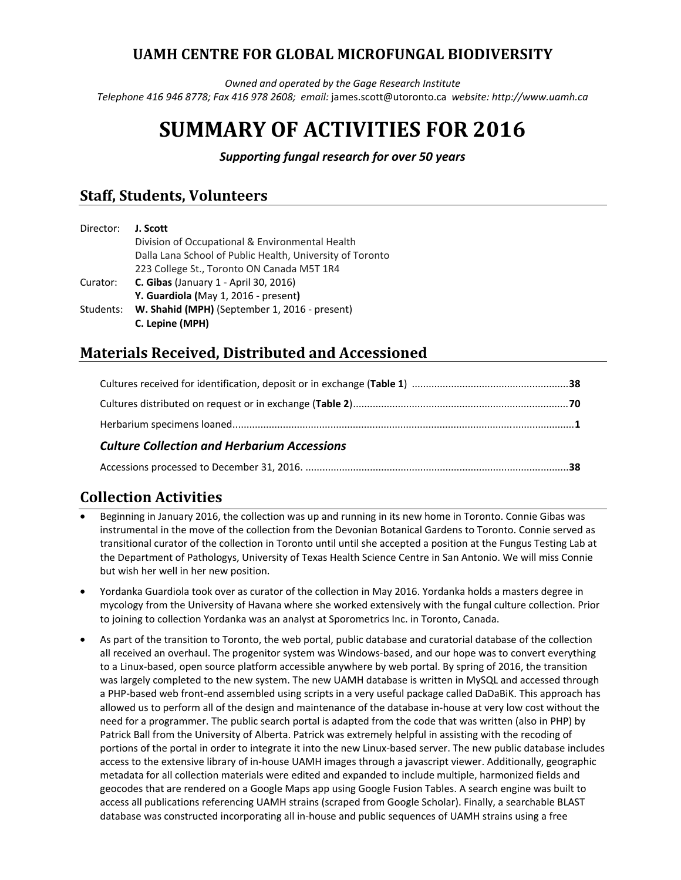**UAMH CENTRE FOR GLOBAL MICROFUNGAL BIODIVERSITY**

*Owned and operated by the Gage Research Institute*
*Telephone 416 946 8778; Fax 416 978 2608; email:* james.scott@utoronto.ca *website: http://www.uamh.ca*

# SUMMARY OF ACTIVITIES FOR 2016

***Supporting fungal research for over 50 years***

## Staff, Students, Volunteers

Director: **J. Scott**
Division of Occupational & Environmental Health
Dalla Lana School of Public Health, University of Toronto
223 College St., Toronto ON Canada M5T 1R4

Curator: **C. Gibas** (January 1 - April 30, 2016)
**Y. Guardiola (**May 1, 2016 - present**)**

Students: **W. Shahid (MPH)** (September 1, 2016 - present)
**C. Lepine (MPH)**

## Materials Received, Distributed and Accessioned

Cultures received for identification, deposit or in exchange (**Table 1**) ........................................................**38**

Cultures distributed on request or in exchange (**Table 2**)...........................................................................**70**

Herbarium specimens loaned......................................................................................................................**1**

### *Culture Collection and Herbarium Accessions*

Accessions processed to December 31, 2016. ...........................................................................................**38**

## Collection Activities

- Beginning in January 2016, the collection was up and running in its new home in Toronto. Connie Gibas was instrumental in the move of the collection from the Devonian Botanical Gardens to Toronto. Connie served as transitional curator of the collection in Toronto until until she accepted a position at the Fungus Testing Lab at the Department of Pathologys, University of Texas Health Science Centre in San Antonio. We will miss Connie but wish her well in her new position.
- Yordanka Guardiola took over as curator of the collection in May 2016. Yordanka holds a masters degree in mycology from the University of Havana where she worked extensively with the fungal culture collection. Prior to joining to collection Yordanka was an analyst at Sporometrics Inc. in Toronto, Canada.
- As part of the transition to Toronto, the web portal, public database and curatorial database of the collection all received an overhaul. The progenitor system was Windows-based, and our hope was to convert everything to a Linux-based, open source platform accessible anywhere by web portal. By spring of 2016, the transition was largely completed to the new system. The new UAMH database is written in MySQL and accessed through a PHP-based web front-end assembled using scripts in a very useful package called DaDaBiK. This approach has allowed us to perform all of the design and maintenance of the database in-house at very low cost without the need for a programmer. The public search portal is adapted from the code that was written (also in PHP) by Patrick Ball from the University of Alberta. Patrick was extremely helpful in assisting with the recoding of portions of the portal in order to integrate it into the new Linux-based server. The new public database includes access to the extensive library of in-house UAMH images through a javascript viewer. Additionally, geographic metadata for all collection materials were edited and expanded to include multiple, harmonized fields and geocodes that are rendered on a Google Maps app using Google Fusion Tables. A search engine was built to access all publications referencing UAMH strains (scraped from Google Scholar). Finally, a searchable BLAST database was constructed incorporating all in-house and public sequences of UAMH strains using a free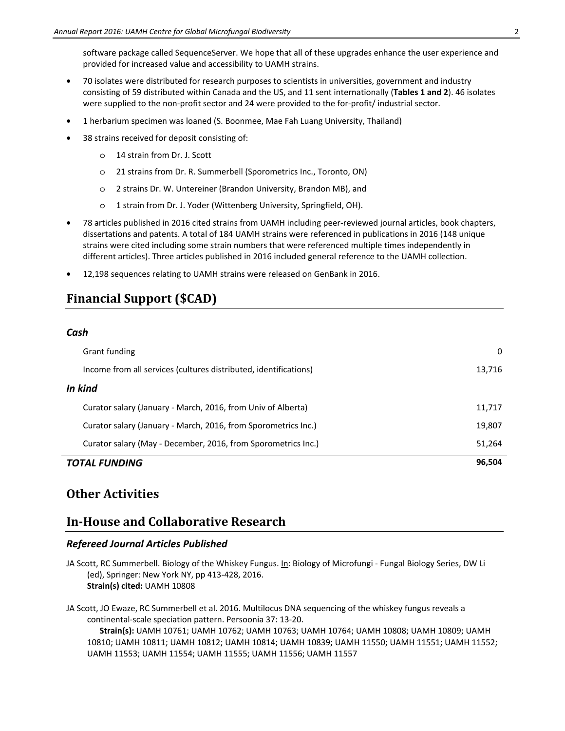software package called SequenceServer. We hope that all of these upgrades enhance the user experience and provided for increased value and accessibility to UAMH strains.

- 70 isolates were distributed for research purposes to scientists in universities, government and industry consisting of 59 distributed within Canada and the US, and 11 sent internationally (**Tables 1 and 2**). 46 isolates were supplied to the non-profit sector and 24 were provided to the for-profit/ industrial sector.
- 1 herbarium specimen was loaned (S. Boonmee, Mae Fah Luang University, Thailand)
- 38 strains received for deposit consisting of:
    - 14 strain from Dr. J. Scott
    - 21 strains from Dr. R. Summerbell (Sporometrics Inc., Toronto, ON)
    - 2 strains Dr. W. Untereiner (Brandon University, Brandon MB), and
    - 1 strain from Dr. J. Yoder (Wittenberg University, Springfield, OH).
- 78 articles published in 2016 cited strains from UAMH including peer-reviewed journal articles, book chapters, dissertations and patents. A total of 184 UAMH strains were referenced in publications in 2016 (148 unique strains were cited including some strain numbers that were referenced multiple times independently in different articles). Three articles published in 2016 included general reference to the UAMH collection.
- 12,198 sequences relating to UAMH strains were released on GenBank in 2016.

## Financial Support ($CAD)

| | |
|---|---|
| ***Cash*** | |
| Grant funding | 0 |
| Income from all services (cultures distributed, identifications) | 13,716 |
| ***In kind*** | |
| Curator salary (January - March, 2016, from Univ of Alberta) | 11,717 |
| Curator salary (January - March, 2016, from Sporometrics Inc.) | 19,807 |
| Curator salary (May - December, 2016, from Sporometrics Inc.) | 51,264 |
| ***TOTAL FUNDING*** | **96,504** |

## Other Activities

## In-House and Collaborative Research

### *Refereed Journal Articles Published*

JA Scott, RC Summerbell. Biology of the Whiskey Fungus. In: Biology of Microfungi - Fungal Biology Series, DW Li (ed), Springer: New York NY, pp 413-428, 2016.
**Strain(s) cited:** UAMH 10808

JA Scott, JO Ewaze, RC Summerbell et al. 2016. Multilocus DNA sequencing of the whiskey fungus reveals a continental-scale speciation pattern. Persoonia 37: 13-20.
**Strain(s):** UAMH 10761; UAMH 10762; UAMH 10763; UAMH 10764; UAMH 10808; UAMH 10809; UAMH 10810; UAMH 10811; UAMH 10812; UAMH 10814; UAMH 10839; UAMH 11550; UAMH 11551; UAMH 11552; UAMH 11553; UAMH 11554; UAMH 11555; UAMH 11556; UAMH 11557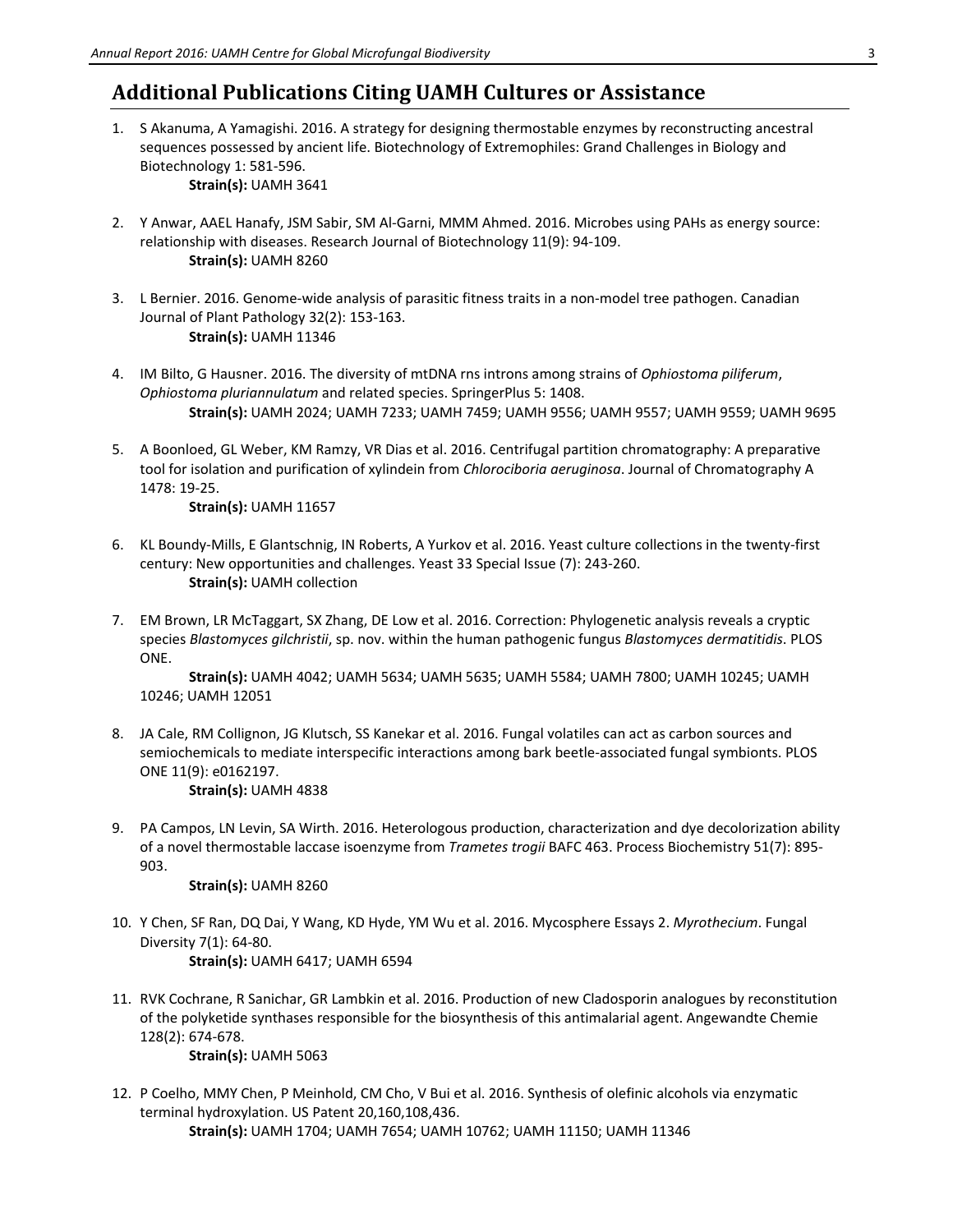## Additional Publications Citing UAMH Cultures or Assistance

1. S Akanuma, A Yamagishi. 2016. A strategy for designing thermostable enzymes by reconstructing ancestral sequences possessed by ancient life. Biotechnology of Extremophiles: Grand Challenges in Biology and Biotechnology 1: 581-596.
   **Strain(s):** UAMH 3641

2. Y Anwar, AAEL Hanafy, JSM Sabir, SM Al-Garni, MMM Ahmed. 2016. Microbes using PAHs as energy source: relationship with diseases. Research Journal of Biotechnology 11(9): 94-109.
   **Strain(s):** UAMH 8260

3. L Bernier. 2016. Genome-wide analysis of parasitic fitness traits in a non-model tree pathogen. Canadian Journal of Plant Pathology 32(2): 153-163.
   **Strain(s):** UAMH 11346

4. IM Bilto, G Hausner. 2016. The diversity of mtDNA rns introns among strains of *Ophiostoma piliferum*, *Ophiostoma pluriannulatum* and related species. SpringerPlus 5: 1408.
   **Strain(s):** UAMH 2024; UAMH 7233; UAMH 7459; UAMH 9556; UAMH 9557; UAMH 9559; UAMH 9695

5. A Boonloed, GL Weber, KM Ramzy, VR Dias et al. 2016. Centrifugal partition chromatography: A preparative tool for isolation and purification of xylindein from *Chlorociboria aeruginosa*. Journal of Chromatography A 1478: 19-25.
   **Strain(s):** UAMH 11657

6. KL Boundy-Mills, E Glantschnig, IN Roberts, A Yurkov et al. 2016. Yeast culture collections in the twenty-first century: New opportunities and challenges. Yeast 33 Special Issue (7): 243-260.
   **Strain(s):** UAMH collection

7. EM Brown, LR McTaggart, SX Zhang, DE Low et al. 2016. Correction: Phylogenetic analysis reveals a cryptic species *Blastomyces gilchristii*, sp. nov. within the human pathogenic fungus *Blastomyces dermatitidis*. PLOS ONE.
   **Strain(s):** UAMH 4042; UAMH 5634; UAMH 5635; UAMH 5584; UAMH 7800; UAMH 10245; UAMH 10246; UAMH 12051

8. JA Cale, RM Collignon, JG Klutsch, SS Kanekar et al. 2016. Fungal volatiles can act as carbon sources and semiochemicals to mediate interspecific interactions among bark beetle-associated fungal symbionts. PLOS ONE 11(9): e0162197.
   **Strain(s):** UAMH 4838

9. PA Campos, LN Levin, SA Wirth. 2016. Heterologous production, characterization and dye decolorization ability of a novel thermostable laccase isoenzyme from *Trametes trogii* BAFC 463. Process Biochemistry 51(7): 895-903.
   **Strain(s):** UAMH 8260

10. Y Chen, SF Ran, DQ Dai, Y Wang, KD Hyde, YM Wu et al. 2016. Mycosphere Essays 2. *Myrothecium*. Fungal Diversity 7(1): 64-80.
    **Strain(s):** UAMH 6417; UAMH 6594

11. RVK Cochrane, R Sanichar, GR Lambkin et al. 2016. Production of new Cladosporin analogues by reconstitution of the polyketide synthases responsible for the biosynthesis of this antimalarial agent. Angewandte Chemie 128(2): 674-678.
    **Strain(s):** UAMH 5063

12. P Coelho, MMY Chen, P Meinhold, CM Cho, V Bui et al. 2016. Synthesis of olefinic alcohols via enzymatic terminal hydroxylation. US Patent 20,160,108,436.
    **Strain(s):** UAMH 1704; UAMH 7654; UAMH 10762; UAMH 11150; UAMH 11346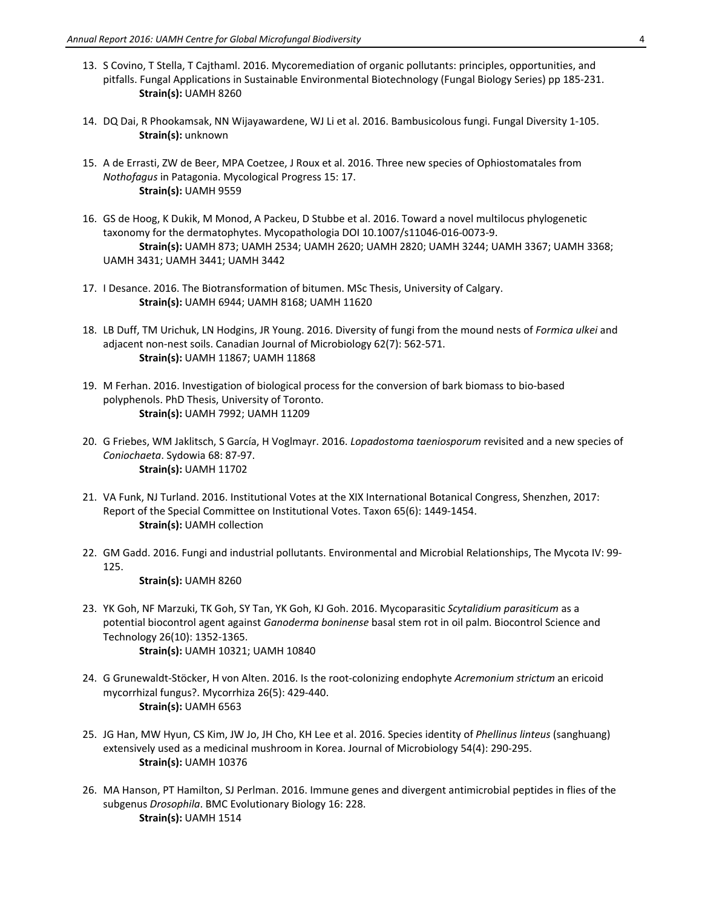13. S Covino, T Stella, T Cajthaml. 2016. Mycoremediation of organic pollutants: principles, opportunities, and pitfalls. Fungal Applications in Sustainable Environmental Biotechnology (Fungal Biology Series) pp 185-231.
    **Strain(s):** UAMH 8260

14. DQ Dai, R Phookamsak, NN Wijayawardene, WJ Li et al. 2016. Bambusicolous fungi. Fungal Diversity 1-105.
    **Strain(s):** unknown

15. A de Errasti, ZW de Beer, MPA Coetzee, J Roux et al. 2016. Three new species of Ophiostomatales from *Nothofagus* in Patagonia. Mycological Progress 15: 17.
    **Strain(s):** UAMH 9559

16. GS de Hoog, K Dukik, M Monod, A Packeu, D Stubbe et al. 2016. Toward a novel multilocus phylogenetic taxonomy for the dermatophytes. Mycopathologia DOI 10.1007/s11046-016-0073-9.
    **Strain(s):** UAMH 873; UAMH 2534; UAMH 2620; UAMH 2820; UAMH 3244; UAMH 3367; UAMH 3368; UAMH 3431; UAMH 3441; UAMH 3442

17. I Desance. 2016. The Biotransformation of bitumen. MSc Thesis, University of Calgary.
    **Strain(s):** UAMH 6944; UAMH 8168; UAMH 11620

18. LB Duff, TM Urichuk, LN Hodgins, JR Young. 2016. Diversity of fungi from the mound nests of *Formica ulkei* and adjacent non-nest soils. Canadian Journal of Microbiology 62(7): 562-571.
    **Strain(s):** UAMH 11867; UAMH 11868

19. M Ferhan. 2016. Investigation of biological process for the conversion of bark biomass to bio-based polyphenols. PhD Thesis, University of Toronto.
    **Strain(s):** UAMH 7992; UAMH 11209

20. G Friebes, WM Jaklitsch, S García, H Voglmayr. 2016. *Lopadostoma taeniosporum* revisited and a new species of *Coniochaeta*. Sydowia 68: 87-97.
    **Strain(s):** UAMH 11702

21. VA Funk, NJ Turland. 2016. Institutional Votes at the XIX International Botanical Congress, Shenzhen, 2017: Report of the Special Committee on Institutional Votes. Taxon 65(6): 1449-1454.
    **Strain(s):** UAMH collection

22. GM Gadd. 2016. Fungi and industrial pollutants. Environmental and Microbial Relationships, The Mycota IV: 99-125.
    **Strain(s):** UAMH 8260

23. YK Goh, NF Marzuki, TK Goh, SY Tan, YK Goh, KJ Goh. 2016. Mycoparasitic *Scytalidium parasiticum* as a potential biocontrol agent against *Ganoderma boninense* basal stem rot in oil palm. Biocontrol Science and Technology 26(10): 1352-1365.
    **Strain(s):** UAMH 10321; UAMH 10840

24. G Grunewaldt-Stöcker, H von Alten. 2016. Is the root-colonizing endophyte *Acremonium strictum* an ericoid mycorrhizal fungus?. Mycorrhiza 26(5): 429-440.
    **Strain(s):** UAMH 6563

25. JG Han, MW Hyun, CS Kim, JW Jo, JH Cho, KH Lee et al. 2016. Species identity of *Phellinus linteus* (sanghuang) extensively used as a medicinal mushroom in Korea. Journal of Microbiology 54(4): 290-295.
    **Strain(s):** UAMH 10376

26. MA Hanson, PT Hamilton, SJ Perlman. 2016. Immune genes and divergent antimicrobial peptides in flies of the subgenus *Drosophila*. BMC Evolutionary Biology 16: 228.
    **Strain(s):** UAMH 1514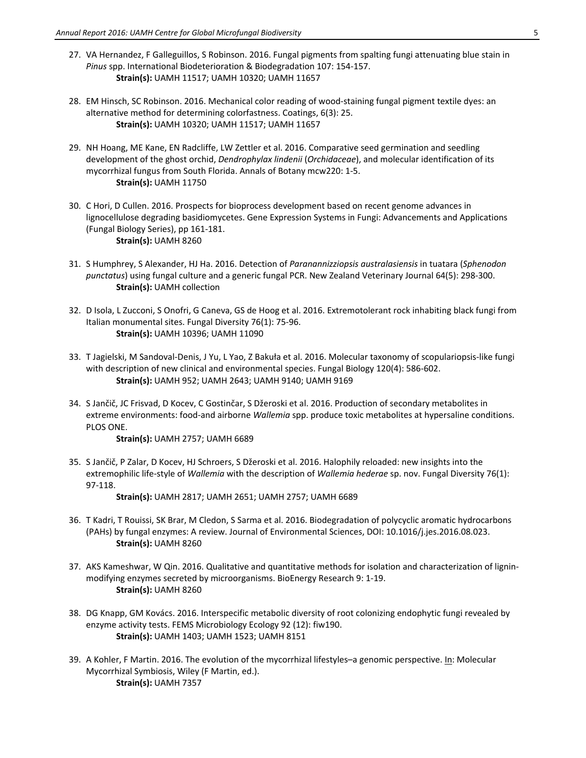27. VA Hernandez, F Galleguillos, S Robinson. 2016. Fungal pigments from spalting fungi attenuating blue stain in *Pinus* spp. International Biodeterioration & Biodegradation 107: 154-157.
 **Strain(s):** UAMH 11517; UAMH 10320; UAMH 11657

28. EM Hinsch, SC Robinson. 2016. Mechanical color reading of wood-staining fungal pigment textile dyes: an alternative method for determining colorfastness. Coatings, 6(3): 25.
 **Strain(s):** UAMH 10320; UAMH 11517; UAMH 11657

29. NH Hoang, ME Kane, EN Radcliffe, LW Zettler et al. 2016. Comparative seed germination and seedling development of the ghost orchid, *Dendrophylax lindenii* (*Orchidaceae*), and molecular identification of its mycorrhizal fungus from South Florida. Annals of Botany mcw220: 1-5.
 **Strain(s):** UAMH 11750

30. C Hori, D Cullen. 2016. Prospects for bioprocess development based on recent genome advances in lignocellulose degrading basidiomycetes. Gene Expression Systems in Fungi: Advancements and Applications (Fungal Biology Series), pp 161-181.
 **Strain(s):** UAMH 8260

31. S Humphrey, S Alexander, HJ Ha. 2016. Detection of *Parananniziopsis australasiensis* in tuatara (*Sphenodon punctatus*) using fungal culture and a generic fungal PCR. New Zealand Veterinary Journal 64(5): 298-300.
 **Strain(s):** UAMH collection

32. D Isola, L Zucconi, S Onofri, G Caneva, GS de Hoog et al. 2016. Extremotolerant rock inhabiting black fungi from Italian monumental sites. Fungal Diversity 76(1): 75-96.
 **Strain(s):** UAMH 10396; UAMH 11090

33. T Jagielski, M Sandoval-Denis, J Yu, L Yao, Z Bakuła et al. 2016. Molecular taxonomy of scopulariopsis-like fungi with description of new clinical and environmental species. Fungal Biology 120(4): 586-602.
 **Strain(s):** UAMH 952; UAMH 2643; UAMH 9140; UAMH 9169

34. S Jančič, JC Frisvad, D Kocev, C Gostinčar, S Džeroski et al. 2016. Production of secondary metabolites in extreme environments: food-and airborne *Wallemia* spp. produce toxic metabolites at hypersaline conditions. PLOS ONE.
 **Strain(s):** UAMH 2757; UAMH 6689

35. S Jančič, P Zalar, D Kocev, HJ Schroers, S Džeroski et al. 2016. Halophily reloaded: new insights into the extremophilic life-style of *Wallemia* with the description of *Wallemia hederae* sp. nov. Fungal Diversity 76(1): 97-118.
 **Strain(s):** UAMH 2817; UAMH 2651; UAMH 2757; UAMH 6689

36. T Kadri, T Rouissi, SK Brar, M Cledon, S Sarma et al. 2016. Biodegradation of polycyclic aromatic hydrocarbons (PAHs) by fungal enzymes: A review. Journal of Environmental Sciences, DOI: 10.1016/j.jes.2016.08.023.
 **Strain(s):** UAMH 8260

37. AKS Kameshwar, W Qin. 2016. Qualitative and quantitative methods for isolation and characterization of lignin-modifying enzymes secreted by microorganisms. BioEnergy Research 9: 1-19.
 **Strain(s):** UAMH 8260

38. DG Knapp, GM Kovács. 2016. Interspecific metabolic diversity of root colonizing endophytic fungi revealed by enzyme activity tests. FEMS Microbiology Ecology 92 (12): fiw190.
 **Strain(s):** UAMH 1403; UAMH 1523; UAMH 8151

39. A Kohler, F Martin. 2016. The evolution of the mycorrhizal lifestyles–a genomic perspective. In: Molecular Mycorrhizal Symbiosis, Wiley (F Martin, ed.).
 **Strain(s):** UAMH 7357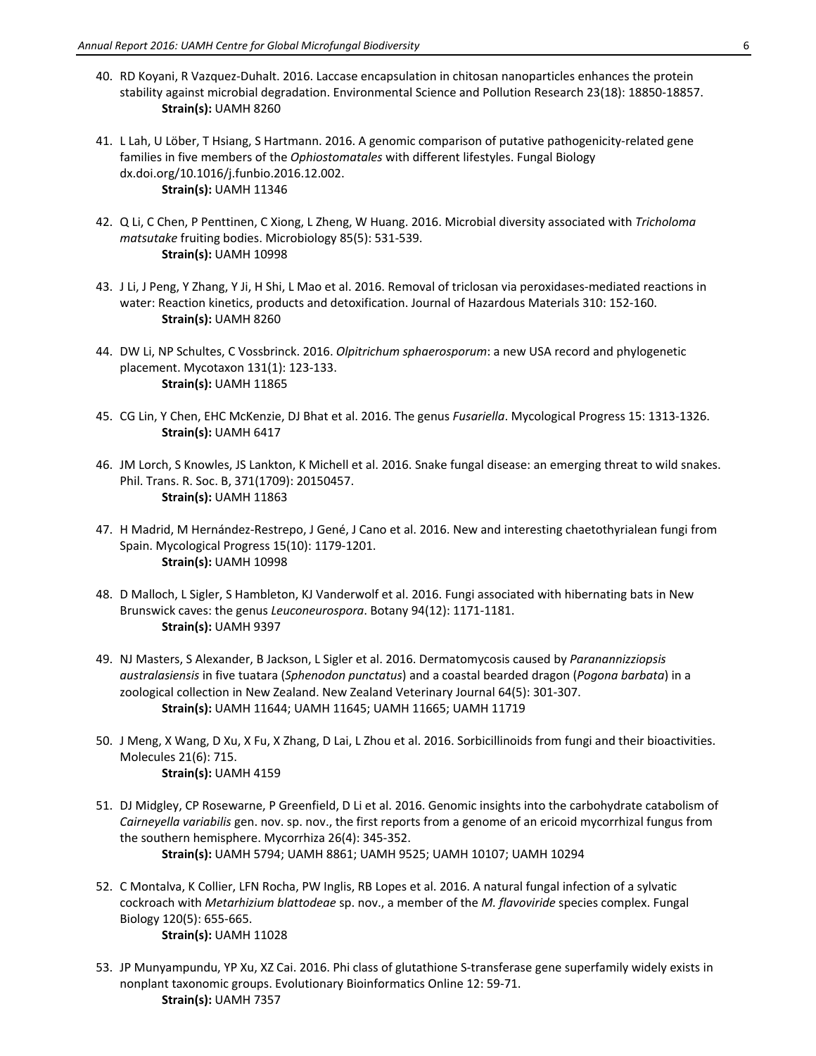40. RD Koyani, R Vazquez-Duhalt. 2016. Laccase encapsulation in chitosan nanoparticles enhances the protein stability against microbial degradation. Environmental Science and Pollution Research 23(18): 18850-18857.
    **Strain(s):** UAMH 8260

41. L Lah, U Löber, T Hsiang, S Hartmann. 2016. A genomic comparison of putative pathogenicity-related gene families in five members of the *Ophiostomatales* with different lifestyles. Fungal Biology dx.doi.org/10.1016/j.funbio.2016.12.002.
    **Strain(s):** UAMH 11346

42. Q Li, C Chen, P Penttinen, C Xiong, L Zheng, W Huang. 2016. Microbial diversity associated with *Tricholoma matsutake* fruiting bodies. Microbiology 85(5): 531-539.
    **Strain(s):** UAMH 10998

43. J Li, J Peng, Y Zhang, Y Ji, H Shi, L Mao et al. 2016. Removal of triclosan via peroxidases-mediated reactions in water: Reaction kinetics, products and detoxification. Journal of Hazardous Materials 310: 152-160.
    **Strain(s):** UAMH 8260

44. DW Li, NP Schultes, C Vossbrinck. 2016. *Olpitrichum sphaerosporum*: a new USA record and phylogenetic placement. Mycotaxon 131(1): 123-133.
    **Strain(s):** UAMH 11865

45. CG Lin, Y Chen, EHC McKenzie, DJ Bhat et al. 2016. The genus *Fusariella*. Mycological Progress 15: 1313-1326.
    **Strain(s):** UAMH 6417

46. JM Lorch, S Knowles, JS Lankton, K Michell et al. 2016. Snake fungal disease: an emerging threat to wild snakes. Phil. Trans. R. Soc. B, 371(1709): 20150457.
    **Strain(s):** UAMH 11863

47. H Madrid, M Hernández-Restrepo, J Gené, J Cano et al. 2016. New and interesting chaetothyrialean fungi from Spain. Mycological Progress 15(10): 1179-1201.
    **Strain(s):** UAMH 10998

48. D Malloch, L Sigler, S Hambleton, KJ Vanderwolf et al. 2016. Fungi associated with hibernating bats in New Brunswick caves: the genus *Leuconeurospora*. Botany 94(12): 1171-1181.
    **Strain(s):** UAMH 9397

49. NJ Masters, S Alexander, B Jackson, L Sigler et al. 2016. Dermatomycosis caused by *Paranannizziopsis australasiensis* in five tuatara (*Sphenodon punctatus*) and a coastal bearded dragon (*Pogona barbata*) in a zoological collection in New Zealand. New Zealand Veterinary Journal 64(5): 301-307.
    **Strain(s):** UAMH 11644; UAMH 11645; UAMH 11665; UAMH 11719

50. J Meng, X Wang, D Xu, X Fu, X Zhang, D Lai, L Zhou et al. 2016. Sorbicillinoids from fungi and their bioactivities. Molecules 21(6): 715.
    **Strain(s):** UAMH 4159

51. DJ Midgley, CP Rosewarne, P Greenfield, D Li et al. 2016. Genomic insights into the carbohydrate catabolism of *Cairneyella variabilis* gen. nov. sp. nov., the first reports from a genome of an ericoid mycorrhizal fungus from the southern hemisphere. Mycorrhiza 26(4): 345-352.
    **Strain(s):** UAMH 5794; UAMH 8861; UAMH 9525; UAMH 10107; UAMH 10294

52. C Montalva, K Collier, LFN Rocha, PW Inglis, RB Lopes et al. 2016. A natural fungal infection of a sylvatic cockroach with *Metarhizium blattodeae* sp. nov., a member of the *M. flavoviride* species complex. Fungal Biology 120(5): 655-665.
    **Strain(s):** UAMH 11028

53. JP Munyampundu, YP Xu, XZ Cai. 2016. Phi class of glutathione S-transferase gene superfamily widely exists in nonplant taxonomic groups. Evolutionary Bioinformatics Online 12: 59-71.
    **Strain(s):** UAMH 7357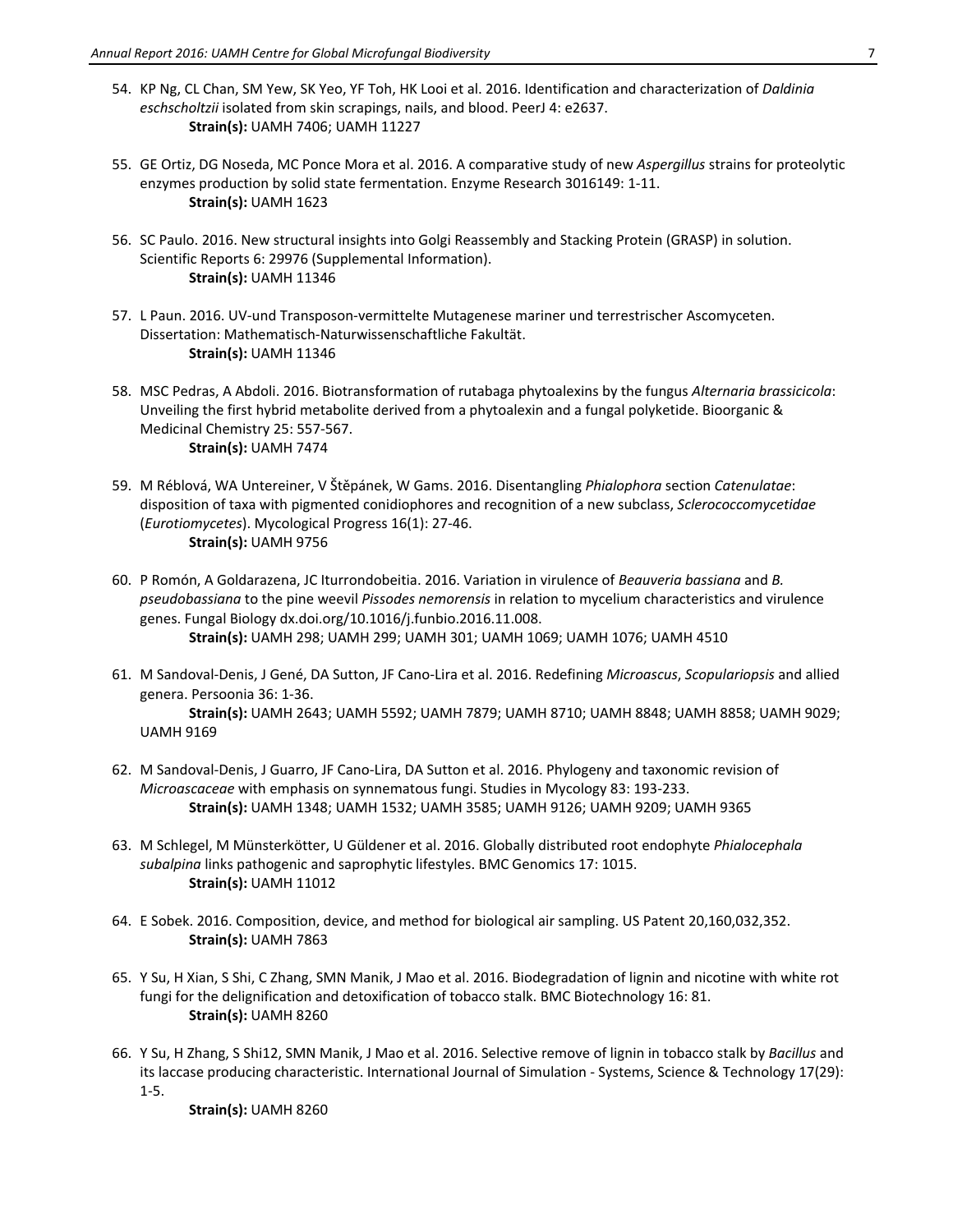54. KP Ng, CL Chan, SM Yew, SK Yeo, YF Toh, HK Looi et al. 2016. Identification and characterization of *Daldinia eschscholtzii* isolated from skin scrapings, nails, and blood. PeerJ 4: e2637.
    **Strain(s):** UAMH 7406; UAMH 11227

55. GE Ortiz, DG Noseda, MC Ponce Mora et al. 2016. A comparative study of new *Aspergillus* strains for proteolytic enzymes production by solid state fermentation. Enzyme Research 3016149: 1-11.
    **Strain(s):** UAMH 1623

56. SC Paulo. 2016. New structural insights into Golgi Reassembly and Stacking Protein (GRASP) in solution. Scientific Reports 6: 29976 (Supplemental Information).
    **Strain(s):** UAMH 11346

57. L Paun. 2016. UV-und Transposon-vermittelte Mutagenese mariner und terrestrischer Ascomyceten. Dissertation: Mathematisch-Naturwissenschaftliche Fakultät.
    **Strain(s):** UAMH 11346

58. MSC Pedras, A Abdoli. 2016. Biotransformation of rutabaga phytoalexins by the fungus *Alternaria brassicicola*: Unveiling the first hybrid metabolite derived from a phytoalexin and a fungal polyketide. Bioorganic & Medicinal Chemistry 25: 557-567.
    **Strain(s):** UAMH 7474

59. M Réblová, WA Untereiner, V Štěpánek, W Gams. 2016. Disentangling *Phialophora* section *Catenulatae*: disposition of taxa with pigmented conidiophores and recognition of a new subclass, *Sclerococcomycetidae* (*Eurotiomycetes*). Mycological Progress 16(1): 27-46.
    **Strain(s):** UAMH 9756

60. P Romón, A Goldarazena, JC Iturrondobeitia. 2016. Variation in virulence of *Beauveria bassiana* and *B. pseudobassiana* to the pine weevil *Pissodes nemorensis* in relation to mycelium characteristics and virulence genes. Fungal Biology dx.doi.org/10.1016/j.funbio.2016.11.008.
    **Strain(s):** UAMH 298; UAMH 299; UAMH 301; UAMH 1069; UAMH 1076; UAMH 4510

61. M Sandoval-Denis, J Gené, DA Sutton, JF Cano-Lira et al. 2016. Redefining *Microascus*, *Scopulariopsis* and allied genera. Persoonia 36: 1-36.
    **Strain(s):** UAMH 2643; UAMH 5592; UAMH 7879; UAMH 8710; UAMH 8848; UAMH 8858; UAMH 9029; UAMH 9169

62. M Sandoval-Denis, J Guarro, JF Cano-Lira, DA Sutton et al. 2016. Phylogeny and taxonomic revision of *Microascaceae* with emphasis on synnematous fungi. Studies in Mycology 83: 193-233.
    **Strain(s):** UAMH 1348; UAMH 1532; UAMH 3585; UAMH 9126; UAMH 9209; UAMH 9365

63. M Schlegel, M Münsterkötter, U Güldener et al. 2016. Globally distributed root endophyte *Phialocephala subalpina* links pathogenic and saprophytic lifestyles. BMC Genomics 17: 1015.
    **Strain(s):** UAMH 11012

64. E Sobek. 2016. Composition, device, and method for biological air sampling. US Patent 20,160,032,352.
    **Strain(s):** UAMH 7863

65. Y Su, H Xian, S Shi, C Zhang, SMN Manik, J Mao et al. 2016. Biodegradation of lignin and nicotine with white rot fungi for the delignification and detoxification of tobacco stalk. BMC Biotechnology 16: 81.
    **Strain(s):** UAMH 8260

66. Y Su, H Zhang, S Shi12, SMN Manik, J Mao et al. 2016. Selective remove of lignin in tobacco stalk by *Bacillus* and its laccase producing characteristic. International Journal of Simulation - Systems, Science & Technology 17(29): 1-5.
    **Strain(s):** UAMH 8260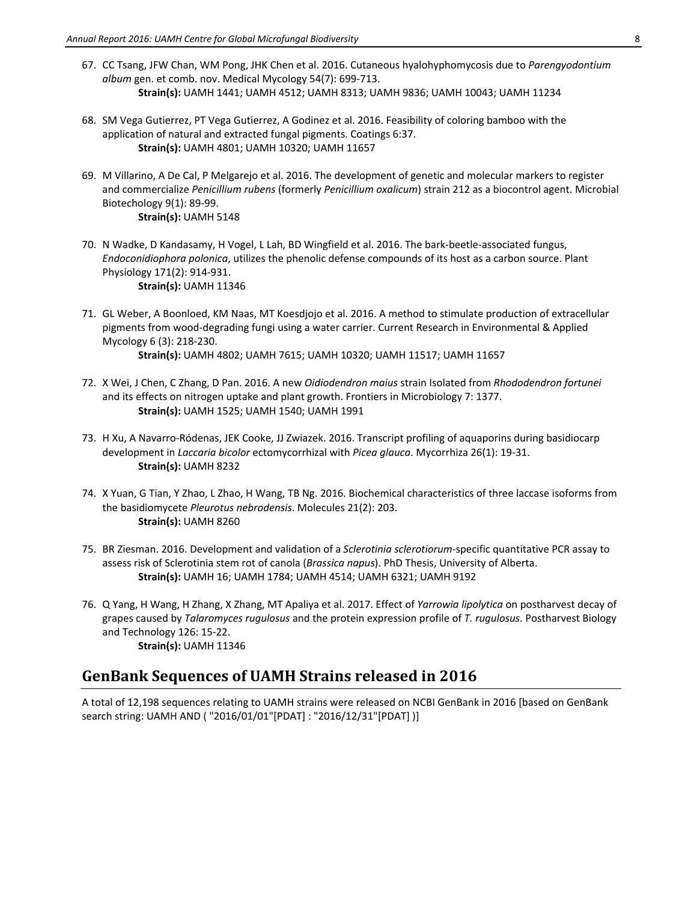67. CC Tsang, JFW Chan, WM Pong, JHK Chen et al. 2016. Cutaneous hyalohyphomycosis due to *Parengyodontium album* gen. et comb. nov. Medical Mycology 54(7): 699-713.
    **Strain(s):** UAMH 1441; UAMH 4512; UAMH 8313; UAMH 9836; UAMH 10043; UAMH 11234

68. SM Vega Gutierrez, PT Vega Gutierrez, A Godinez et al. 2016. Feasibility of coloring bamboo with the application of natural and extracted fungal pigments. Coatings 6:37.
    **Strain(s):** UAMH 4801; UAMH 10320; UAMH 11657

69. M Villarino, A De Cal, P Melgarejo et al. 2016. The development of genetic and molecular markers to register and commercialize *Penicillium rubens* (formerly *Penicillium oxalicum*) strain 212 as a biocontrol agent. Microbial Biotechology 9(1): 89-99.
    **Strain(s):** UAMH 5148

70. N Wadke, D Kandasamy, H Vogel, L Lah, BD Wingfield et al. 2016. The bark-beetle-associated fungus, *Endoconidiophora polonica*, utilizes the phenolic defense compounds of its host as a carbon source. Plant Physiology 171(2): 914-931.
    **Strain(s):** UAMH 11346

71. GL Weber, A Boonloed, KM Naas, MT Koesdjojo et al. 2016. A method to stimulate production of extracellular pigments from wood-degrading fungi using a water carrier. Current Research in Environmental & Applied Mycology 6 (3): 218-230.
    **Strain(s):** UAMH 4802; UAMH 7615; UAMH 10320; UAMH 11517; UAMH 11657

72. X Wei, J Chen, C Zhang, D Pan. 2016. A new *Oidiodendron maius* strain Isolated from *Rhododendron fortunei* and its effects on nitrogen uptake and plant growth. Frontiers in Microbiology 7: 1377.
    **Strain(s):** UAMH 1525; UAMH 1540; UAMH 1991

73. H Xu, A Navarro-Ródenas, JEK Cooke, JJ Zwiazek. 2016. Transcript profiling of aquaporins during basidiocarp development in *Laccaria bicolor* ectomycorrhizal with *Picea glauca*. Mycorrhiza 26(1): 19-31.
    **Strain(s):** UAMH 8232

74. X Yuan, G Tian, Y Zhao, L Zhao, H Wang, TB Ng. 2016. Biochemical characteristics of three laccase isoforms from the basidiomycete *Pleurotus nebrodensis*. Molecules 21(2): 203.
    **Strain(s):** UAMH 8260

75. BR Ziesman. 2016. Development and validation of a *Sclerotinia sclerotiorum*-specific quantitative PCR assay to assess risk of Sclerotinia stem rot of canola (*Brassica napus*). PhD Thesis, University of Alberta.
    **Strain(s):** UAMH 16; UAMH 1784; UAMH 4514; UAMH 6321; UAMH 9192

76. Q Yang, H Wang, H Zhang, X Zhang, MT Apaliya et al. 2017. Effect of *Yarrowia lipolytica* on postharvest decay of grapes caused by *Talaromyces rugulosus* and the protein expression profile of *T. rugulosus*. Postharvest Biology and Technology 126: 15-22.
    **Strain(s):** UAMH 11346

## GenBank Sequences of UAMH Strains released in 2016

A total of 12,198 sequences relating to UAMH strains were released on NCBI GenBank in 2016 [based on GenBank search string: UAMH AND ( "2016/01/01"[PDAT] : "2016/12/31"[PDAT] )]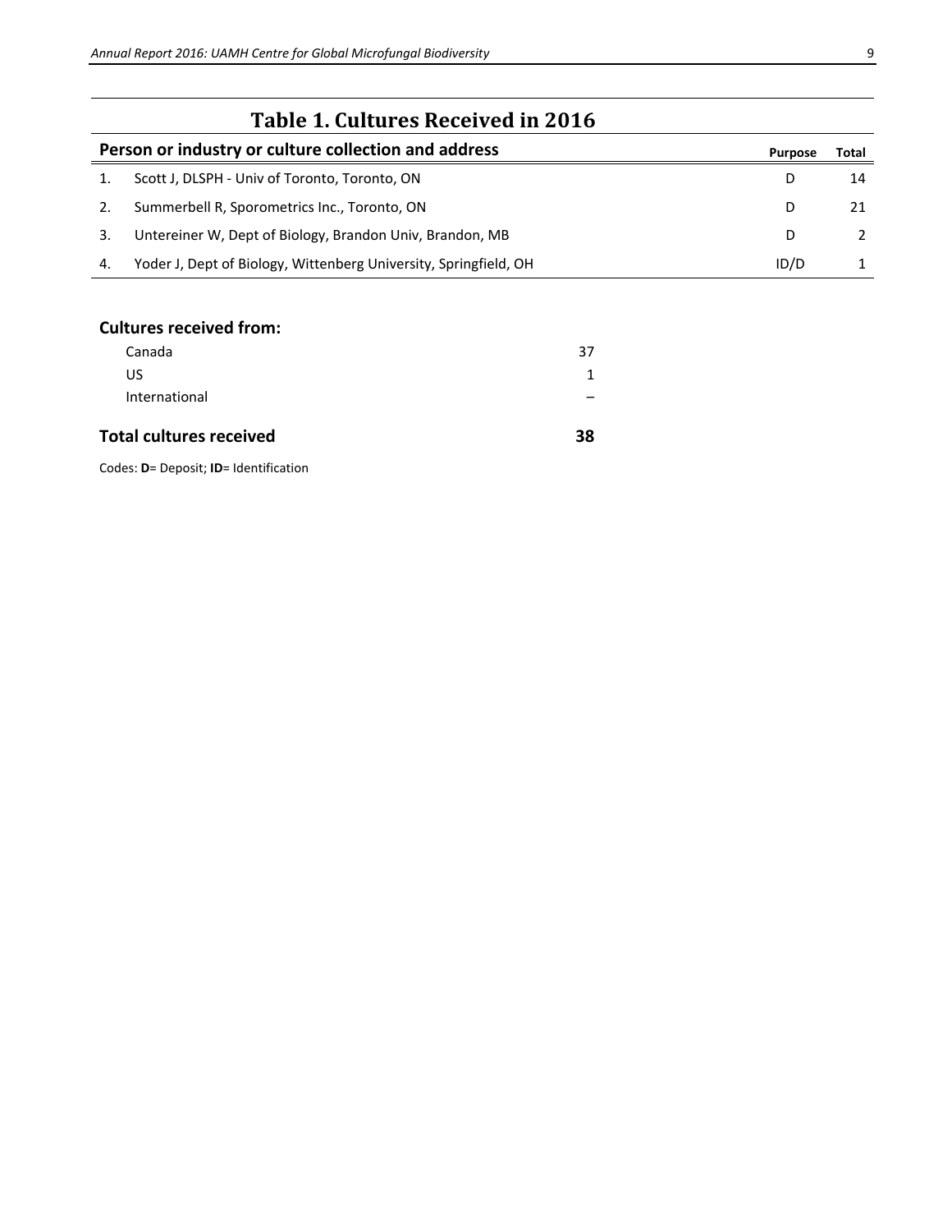# Table 1. Cultures Received in 2016

| | Person or industry or culture collection and address | Purpose | Total |
|---|---|---|---|
| 1. | Scott J, DLSPH - Univ of Toronto, Toronto, ON | D | 14 |
| 2. | Summerbell R, Sporometrics Inc., Toronto, ON | D | 21 |
| 3. | Untereiner W, Dept of Biology, Brandon Univ, Brandon, MB | D | 2 |
| 4. | Yoder J, Dept of Biology, Wittenberg University, Springfield, OH | ID/D | 1 |

**Cultures received from:**

| | |
|---|---|
| Canada | 37 |
| US | 1 |
| International | – |
| **Total cultures received** | **38** |

Codes: **D**= Deposit; **ID**= Identification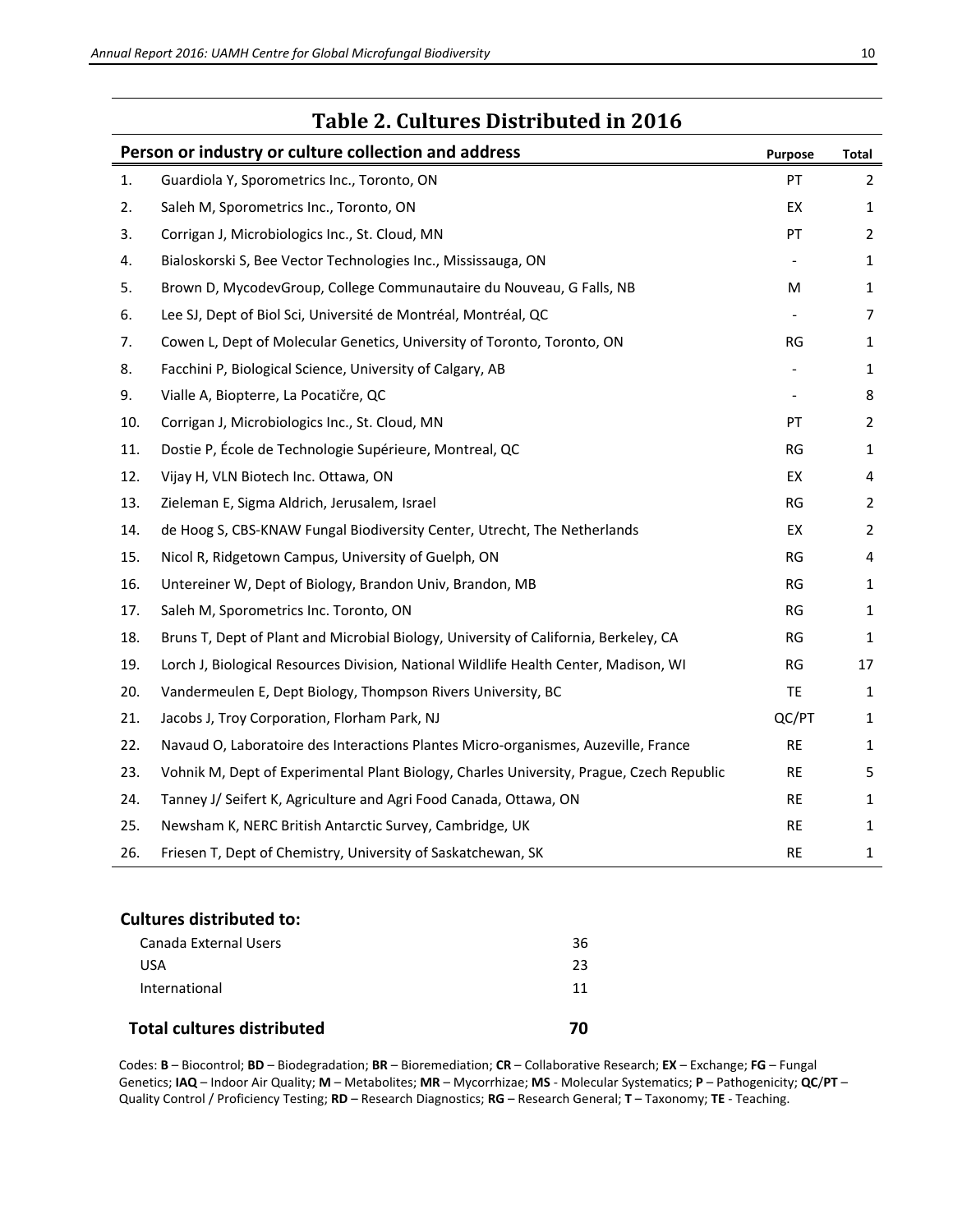## Table 2. Cultures Distributed in 2016

| | Person or industry or culture collection and address | Purpose | Total |
|---|---|---|---|
| 1. | Guardiola Y, Sporometrics Inc., Toronto, ON | PT | 2 |
| 2. | Saleh M, Sporometrics Inc., Toronto, ON | EX | 1 |
| 3. | Corrigan J, Microbiologics Inc., St. Cloud, MN | PT | 2 |
| 4. | Bialoskorski S, Bee Vector Technologies Inc., Mississauga, ON | - | 1 |
| 5. | Brown D, MycodevGroup, College Communautaire du Nouveau, G Falls, NB | M | 1 |
| 6. | Lee SJ, Dept of Biol Sci, Université de Montréal, Montréal, QC | - | 7 |
| 7. | Cowen L, Dept of Molecular Genetics, University of Toronto, Toronto, ON | RG | 1 |
| 8. | Facchini P, Biological Science, University of Calgary, AB | - | 1 |
| 9. | Vialle A, Biopterre, La Pocatičre, QC | - | 8 |
| 10. | Corrigan J, Microbiologics Inc., St. Cloud, MN | PT | 2 |
| 11. | Dostie P, École de Technologie Supérieure, Montreal, QC | RG | 1 |
| 12. | Vijay H, VLN Biotech Inc. Ottawa, ON | EX | 4 |
| 13. | Zieleman E, Sigma Aldrich, Jerusalem, Israel | RG | 2 |
| 14. | de Hoog S, CBS-KNAW Fungal Biodiversity Center, Utrecht, The Netherlands | EX | 2 |
| 15. | Nicol R, Ridgetown Campus, University of Guelph, ON | RG | 4 |
| 16. | Untereiner W, Dept of Biology, Brandon Univ, Brandon, MB | RG | 1 |
| 17. | Saleh M, Sporometrics Inc. Toronto, ON | RG | 1 |
| 18. | Bruns T, Dept of Plant and Microbial Biology, University of California, Berkeley, CA | RG | 1 |
| 19. | Lorch J, Biological Resources Division, National Wildlife Health Center, Madison, WI | RG | 17 |
| 20. | Vandermeulen E, Dept Biology, Thompson Rivers University, BC | TE | 1 |
| 21. | Jacobs J, Troy Corporation, Florham Park, NJ | QC/PT | 1 |
| 22. | Navaud O, Laboratoire des Interactions Plantes Micro-organismes, Auzeville, France | RE | 1 |
| 23. | Vohnik M, Dept of Experimental Plant Biology, Charles University, Prague, Czech Republic | RE | 5 |
| 24. | Tanney J/ Seifert K, Agriculture and Agri Food Canada, Ottawa, ON | RE | 1 |
| 25. | Newsham K, NERC British Antarctic Survey, Cambridge, UK | RE | 1 |
| 26. | Friesen T, Dept of Chemistry, University of Saskatchewan, SK | RE | 1 |

**Cultures distributed to:**

| | |
|---|---|
| Canada External Users | 36 |
| USA | 23 |
| International | 11 |
| **Total cultures distributed** | **70** |

Codes: **B** – Biocontrol; **BD** – Biodegradation; **BR** – Bioremediation; **CR** – Collaborative Research; **EX** – Exchange; **FG** – Fungal Genetics; **IAQ** – Indoor Air Quality; **M** – Metabolites; **MR** – Mycorrhizae; **MS** - Molecular Systematics; **P** – Pathogenicity; **QC/PT** – Quality Control / Proficiency Testing; **RD** – Research Diagnostics; **RG** – Research General; **T** – Taxonomy; **TE** - Teaching.